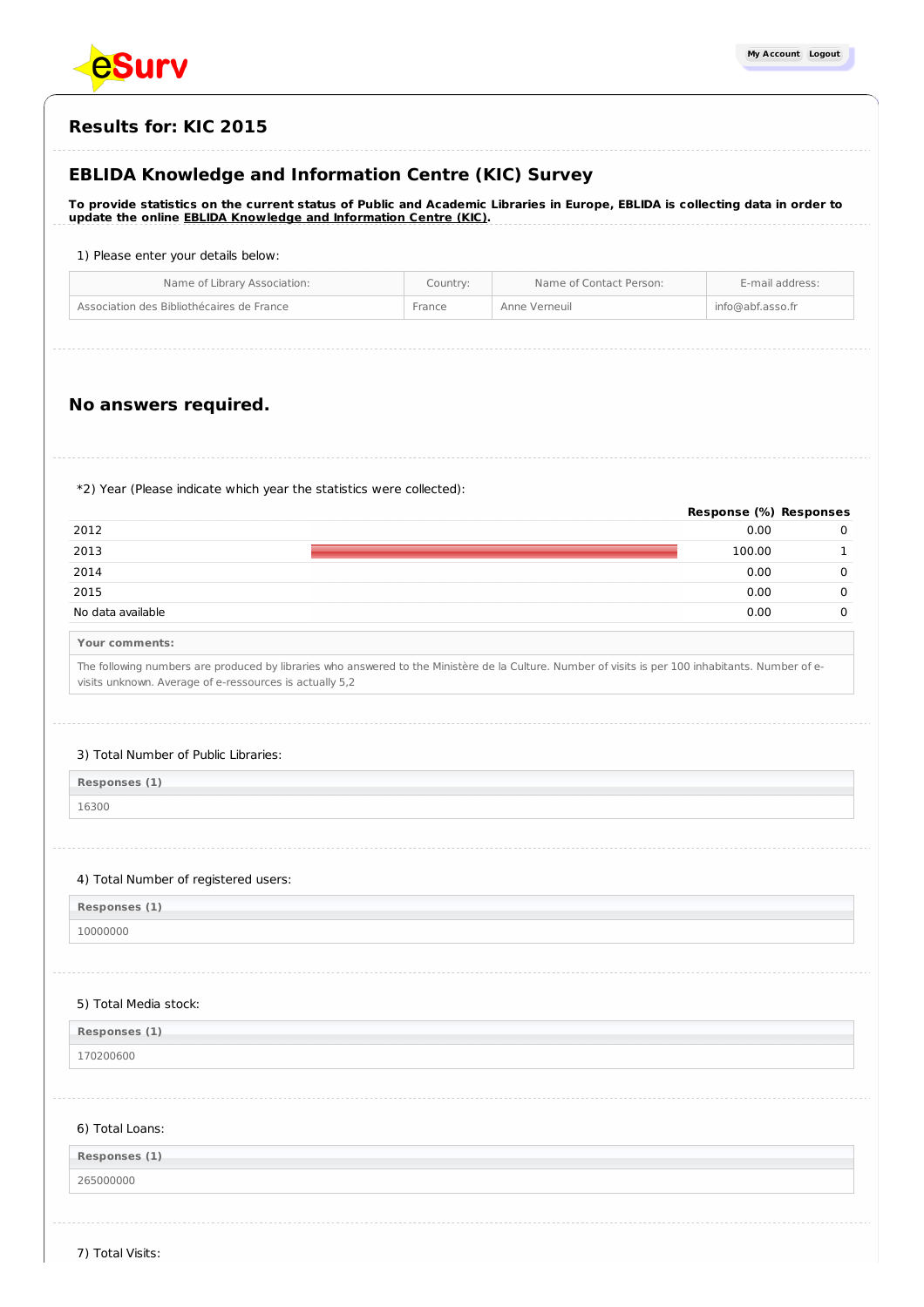# Results for: KIC 2015

## EBLIDA Knowledge and Information Centre (KIC) Survey

**To provide statistics on the current status of Public and Academic Libraries in Europe, EBLIDA is collecting data in order to update the online EBLIDA Knowledge and Information Centre (KIC).**

1) Please enter your details below:

| Name of Library Association: | Country: | Name of Contact Person: | E-mail address: |
|---|---|---|---|
| Association des Bibliothécaires de France | France | Anne Verneuil | info@abf.asso.fr |

## No answers required.

*2) Year (Please indicate which year the statistics were collected):

| | Response (%) | Responses |
|---|---|---|
| 2012 | 0.00 | 0 |
| 2013 | 100.00 | 1 |
| 2014 | 0.00 | 0 |
| 2015 | 0.00 | 0 |
| No data available | 0.00 | 0 |

**Your comments:**

The following numbers are produced by libraries who answered to the Ministère de la Culture. Number of visits is per 100 inhabitants. Number of e-visits unknown. Average of e-ressources is actually 5,2

3) Total Number of Public Libraries:

| Responses (1) |
|---|
| 16300 |

4) Total Number of registered users:

| Responses (1) |
|---|
| 10000000 |

5) Total Media stock:

| Responses (1) |
|---|
| 170200600 |

6) Total Loans:

| Responses (1) |
|---|
| 265000000 |

7) Total Visits: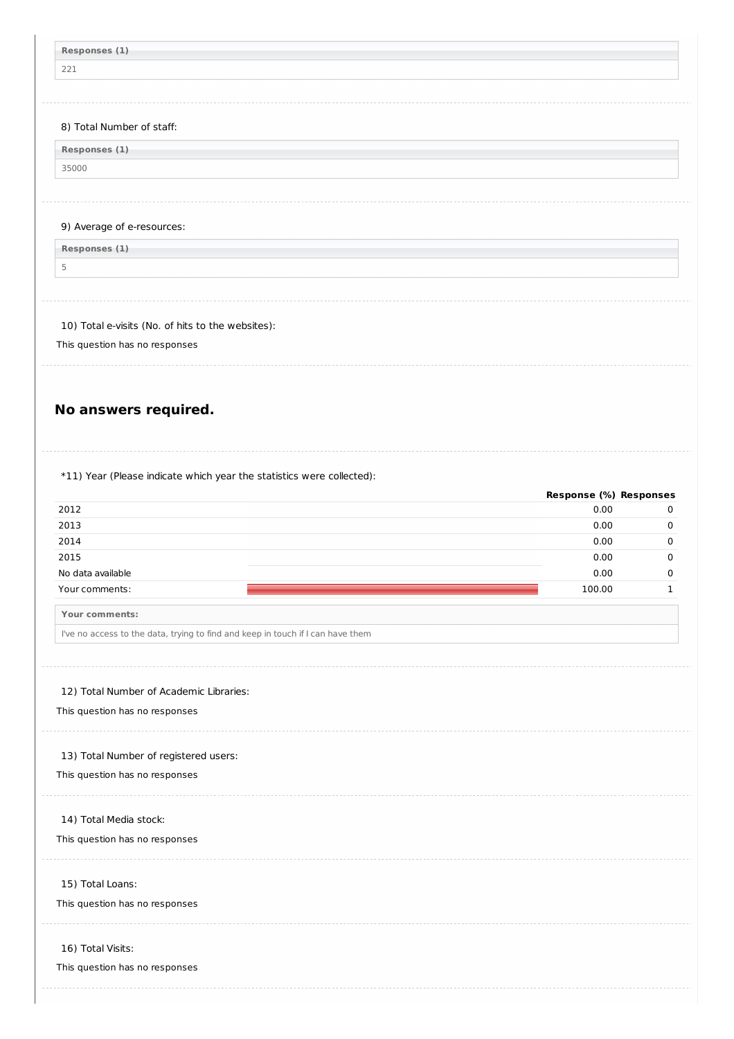| Responses (1) |
| --- |
| 221 |

8) Total Number of staff:

| Responses (1) |
| --- |
| 35000 |

9) Average of e-resources:

| Responses (1) |
| --- |
| 5 |

10) Total e-visits (No. of hits to the websites):

This question has no responses

## No answers required.

*11) Year (Please indicate which year the statistics were collected):

| | Response (%) | Responses |
| --- | --- | --- |
| 2012 | 0.00 | 0 |
| 2013 | 0.00 | 0 |
| 2014 | 0.00 | 0 |
| 2015 | 0.00 | 0 |
| No data available | 0.00 | 0 |
| Your comments: | 100.00 | 1 |

| Your comments: |
| --- |
| I've no access to the data, trying to find and keep in touch if I can have them |

12) Total Number of Academic Libraries:

This question has no responses

13) Total Number of registered users:

This question has no responses

14) Total Media stock:

This question has no responses

15) Total Loans:

This question has no responses

16) Total Visits:

This question has no responses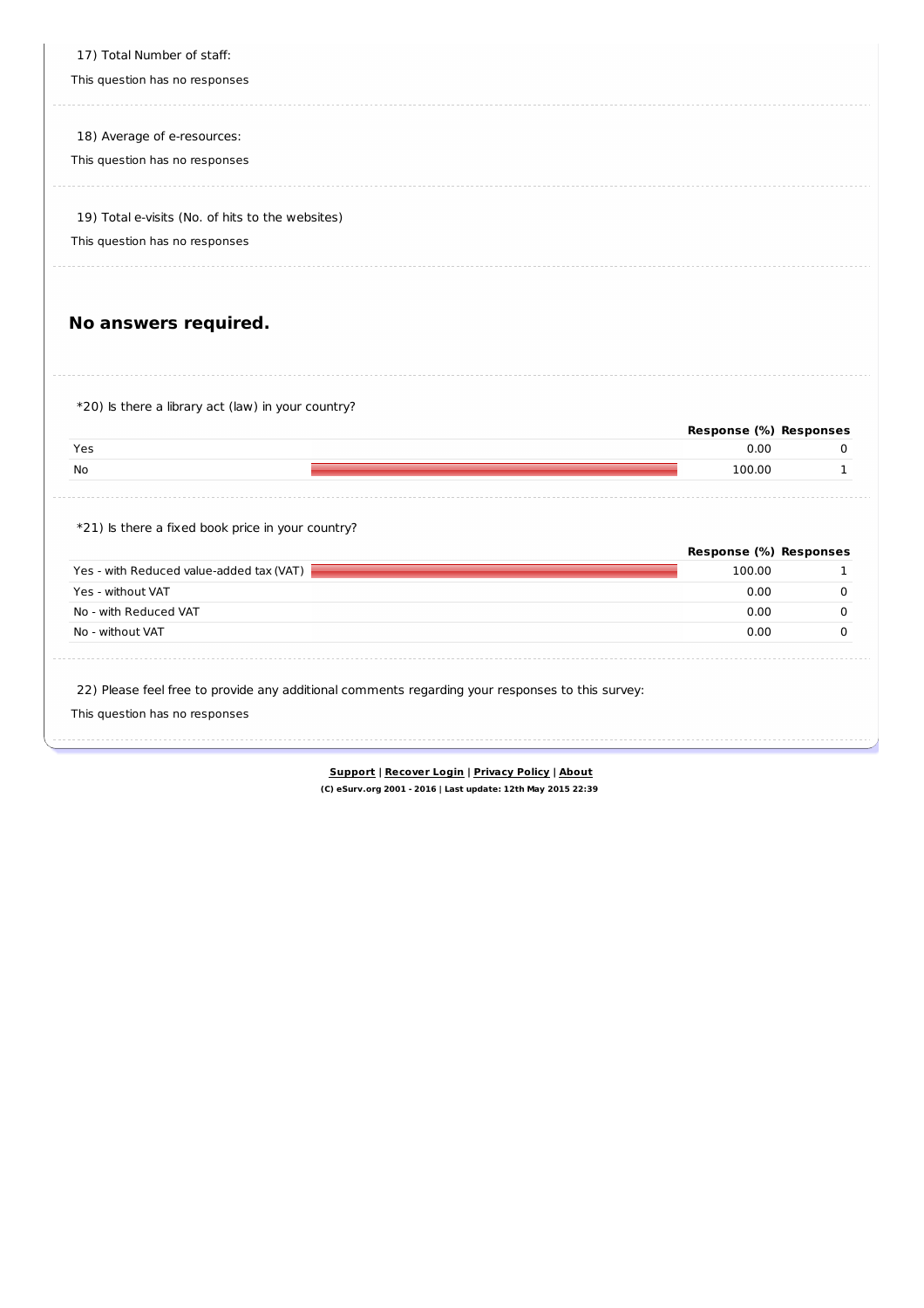17) Total Number of staff:

This question has no responses

18) Average of e-resources:

This question has no responses

19) Total e-visits (No. of hits to the websites)

This question has no responses

## No answers required.

*20) Is there a library act (law) in your country?

| | Response (%) | Responses |
|---|---|---|
| Yes | 0.00 | 0 |
| No | 100.00 | 1 |

*21) Is there a fixed book price in your country?

| | Response (%) | Responses |
|---|---|---|
| Yes - with Reduced value-added tax (VAT) | 100.00 | 1 |
| Yes - without VAT | 0.00 | 0 |
| No - with Reduced VAT | 0.00 | 0 |
| No - without VAT | 0.00 | 0 |

22) Please feel free to provide any additional comments regarding your responses to this survey:

This question has no responses

**Support** | **Recover Login** | **Privacy Policy** | **About**

**(C) eSurv.org 2001 - 2016 | Last update: 12th May 2015 22:39**